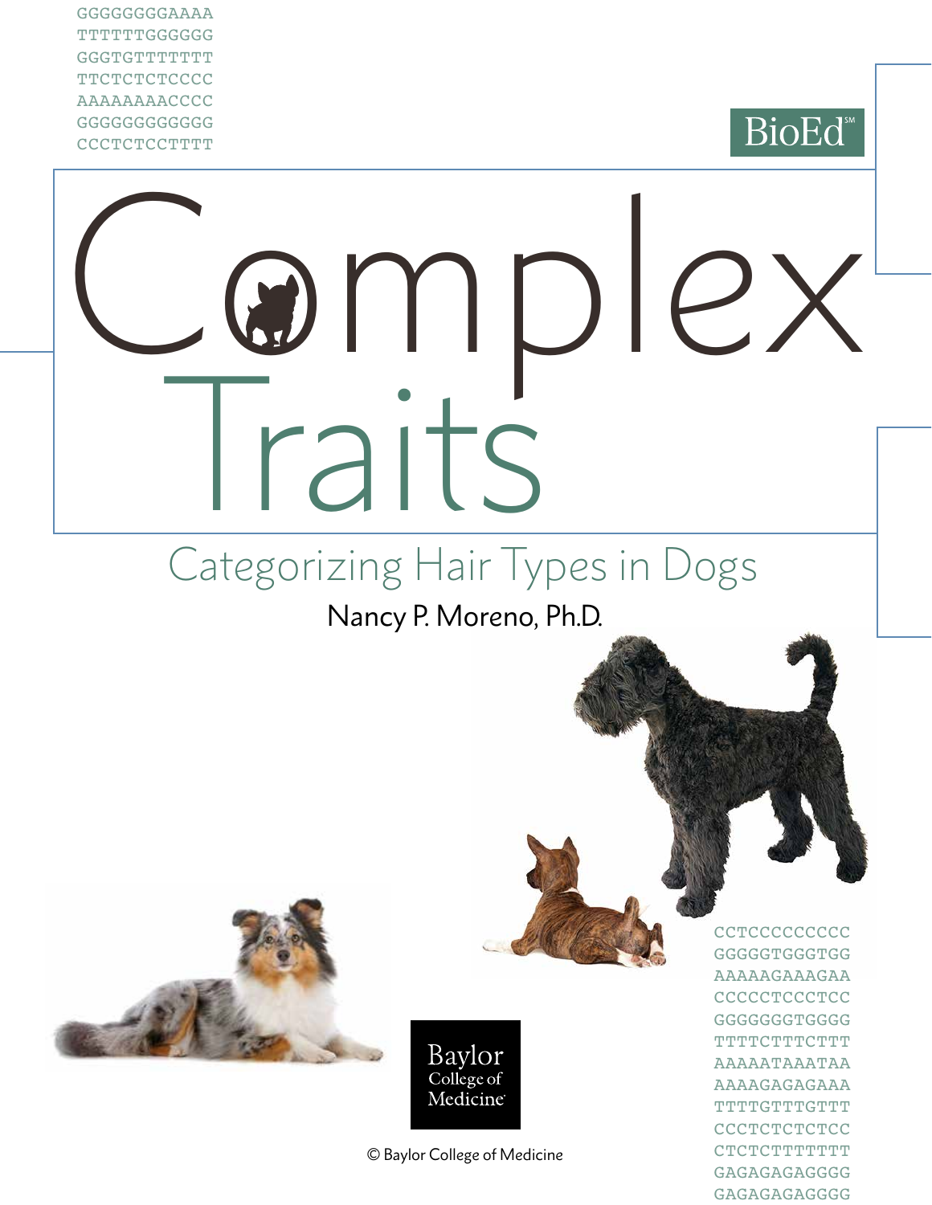BioEd[SM]

# Complex Traits

## Categorizing Hair Types in Dogs

Nancy P. Moreno, Ph.D.

Baylor College of Medicine

© Baylor College of Medicine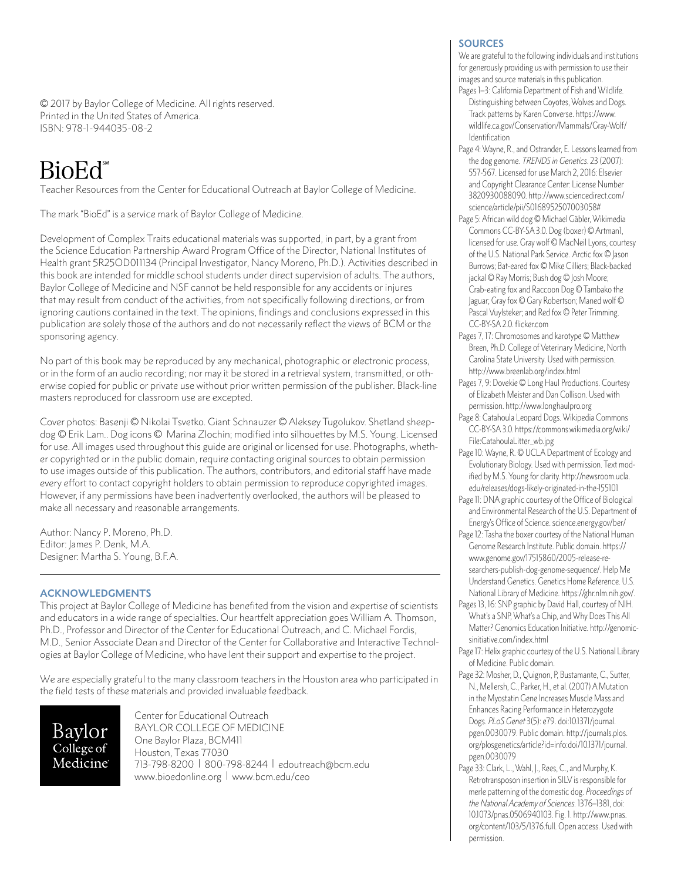© 2017 by Baylor College of Medicine. All rights reserved.
Printed in the United States of America.
ISBN: 978-1-944035-08-2

# BioEd℠

Teacher Resources from the Center for Educational Outreach at Baylor College of Medicine.

The mark "BioEd" is a service mark of Baylor College of Medicine.

Development of Complex Traits educational materials was supported, in part, by a grant from the Science Education Partnership Award Program Office of the Director, National Institutes of Health grant 5R25OD011134 (Principal Investigator, Nancy Moreno, Ph.D.). Activities described in this book are intended for middle school students under direct supervision of adults. The authors, Baylor College of Medicine and NSF cannot be held responsible for any accidents or injures that may result from conduct of the activities, from not specifically following directions, or from ignoring cautions contained in the text. The opinions, findings and conclusions expressed in this publication are solely those of the authors and do not necessarily reflect the views of BCM or the sponsoring agency.

No part of this book may be reproduced by any mechanical, photographic or electronic process, or in the form of an audio recording; nor may it be stored in a retrieval system, transmitted, or otherwise copied for public or private use without prior written permission of the publisher. Black-line masters reproduced for classroom use are excepted.

Cover photos: Basenji © Nikolai Tsvetko. Giant Schnauzer © Aleksey Tugolukov. Shetland sheepdog © Erik Lam.. Dog icons © Marina Zlochin; modified into silhouettes by M.S. Young. Licensed for use. All images used throughout this guide are original or licensed for use. Photographs, whether copyrighted or in the public domain, require contacting original sources to obtain permission to use images outside of this publication. The authors, contributors, and editorial staff have made every effort to contact copyright holders to obtain permission to reproduce copyrighted images. However, if any permissions have been inadvertently overlooked, the authors will be pleased to make all necessary and reasonable arrangements.

Author: Nancy P. Moreno, Ph.D.
Editor: James P. Denk, M.A.
Designer: Martha S. Young, B.F.A.

## ACKNOWLEDGMENTS

This project at Baylor College of Medicine has benefited from the vision and expertise of scientists and educators in a wide range of specialties. Our heartfelt appreciation goes William A. Thomson, Ph.D., Professor and Director of the Center for Educational Outreach, and C. Michael Fordis, M.D., Senior Associate Dean and Director of the Center for Collaborative and Interactive Technologies at Baylor College of Medicine, who have lent their support and expertise to the project.

We are especially grateful to the many classroom teachers in the Houston area who participated in the field tests of these materials and provided invaluable feedback.

Baylor College of Medicine

Center for Educational Outreach
BAYLOR COLLEGE OF MEDICINE
One Baylor Plaza, BCM411
Houston, Texas 77030
713-798-8200 | 800-798-8244 | edoutreach@bcm.edu
www.bioedonline.org | www.bcm.edu/ceo

## SOURCES

We are grateful to the following individuals and institutions for generously providing us with permission to use their images and source materials in this publication.

- Pages 1–3: California Department of Fish and Wildlife. Distinguishing between Coyotes, Wolves and Dogs. Track patterns by Karen Converse. https://www.wildlife.ca.gov/Conservation/Mammals/Gray-Wolf/Identification
- Page 4: Wayne, R., and Ostrander, E. Lessons learned from the dog genome. *TRENDS in Genetics*. 23 (2007): 557-567. Licensed for use March 2, 2016: Elsevier and Copyright Clearance Center: License Number 3820930088090. http://www.sciencedirect.com/science/article/pii/S0168952507003058#
- Page 5: African wild dog © Michael Gäbler, Wikimedia Commons CC-BY-SA 3.0. Dog (boxer) © Artman1, licensed for use. Gray wolf © MacNeil Lyons, courtesy of the U.S. National Park Service. Arctic fox © Jason Burrows; Bat-eared fox © Mike Cilliers; Black-backed jackal © Ray Morris; Bush dog © Josh Moore; Crab-eating fox and Raccoon Dog © Tambako the Jaguar; Gray fox © Gary Robertson; Maned wolf © Pascal Vuylsteker; and Red fox © Peter Trimming. CC-BY-SA 2.0. flickr.com
- Pages 7, 17: Chromosomes and karyotype © Matthew Breen, Ph.D. College of Veterinary Medicine, North Carolina State University. Used with permission. http://www.breenlab.org/index.html
- Pages 7, 9: Dovekie © Long Haul Productions. Courtesy of Elizabeth Meister and Dan Collison. Used with permission. http://www.longhaulpro.org
- Page 8: Catahoula Leopard Dogs. Wikipedia Commons CC-BY-SA 3.0. https://commons.wikimedia.org/wiki/File:CatahoulaLitter_wb.jpg
- Page 10: Wayne, R. © UCLA Department of Ecology and Evolutionary Biology. Used with permission. Text modified by M.S. Young for clarity. http://newsroom.ucla.edu/releases/dogs-likely-originated-in-the-155101
- Page 11: DNA graphic courtesy of the Office of Biological and Environmental Research of the U.S. Department of Energy's Office of Science. science.energy.gov/ber/
- Page 12: Tasha the boxer courtesy of the National Human Genome Research Institute. Public domain. https://www.genome.gov/17515860/2005-release-researchers-publish-dog-genome-sequence/. Help Me Understand Genetics. Genetics Home Reference. U.S. National Library of Medicine. https://ghr.nlm.nih.gov/.
- Pages 13, 16: SNP graphic by David Hall, courtesy of NIH. What's a SNP, What's a Chip, and Why Does This All Matter? Genomics Education Initiative. http://genomicsinitiative.com/index.html
- Page 17: Helix graphic courtesy of the U.S. National Library of Medicine. Public domain.
- Page 32: Mosher, D., Quignon, P., Bustamante, C., Sutter, N., Mellersh, C., Parker, H., et al. (2007) A Mutation in the Myostatin Gene Increases Muscle Mass and Enhances Racing Performance in Heterozygote Dogs. *PLoS Genet* 3(5): e79. doi:10.1371/journal.pgen.0030079. Public domain. http://journals.plos.org/plosgenetics/article?id=info:doi/10.1371/journal.pgen.0030079
- Page 33: Clark, L., Wahl, J., Rees, C., and Murphy, K. Retrotransposon insertion in SILV is responsible for merle patterning of the domestic dog. *Proceedings of the National Academy of Sciences*. 1376–1381, doi: 10.1073/pnas.0506940103. Fig. 1. http://www.pnas.org/content/103/5/1376.full. Open access. Used with permission.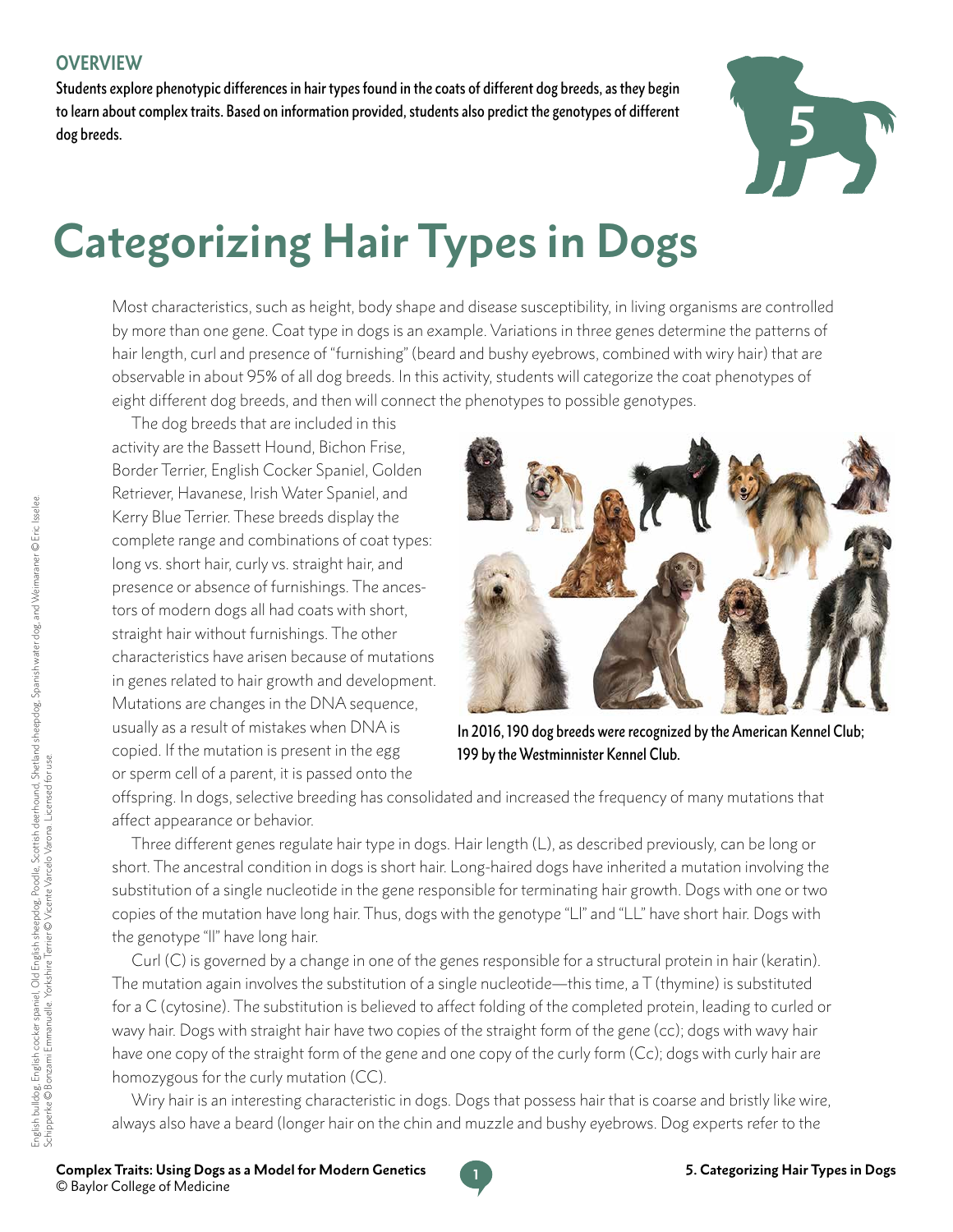## OVERVIEW

**Students explore phenotypic differences in hair types found in the coats of different dog breeds, as they begin to learn about complex traits. Based on information provided, students also predict the genotypes of different dog breeds.**

# Categorizing Hair Types in Dogs

Most characteristics, such as height, body shape and disease susceptibility, in living organisms are controlled by more than one gene. Coat type in dogs is an example. Variations in three genes determine the patterns of hair length, curl and presence of "furnishing" (beard and bushy eyebrows, combined with wiry hair) that are observable in about 95% of all dog breeds. In this activity, students will categorize the coat phenotypes of eight different dog breeds, and then will connect the phenotypes to possible genotypes.

The dog breeds that are included in this activity are the Bassett Hound, Bichon Frise, Border Terrier, English Cocker Spaniel, Golden Retriever, Havanese, Irish Water Spaniel, and Kerry Blue Terrier. These breeds display the complete range and combinations of coat types: long vs. short hair, curly vs. straight hair, and presence or absence of furnishings. The ancestors of modern dogs all had coats with short, straight hair without furnishings. The other characteristics have arisen because of mutations in genes related to hair growth and development. Mutations are changes in the DNA sequence, usually as a result of mistakes when DNA is copied. If the mutation is present in the egg or sperm cell of a parent, it is passed onto the offspring. In dogs, selective breeding has consolidated and increased the frequency of many mutations that affect appearance or behavior.

**In 2016, 190 dog breeds were recognized by the American Kennel Club; 199 by the Westminnister Kennel Club.**

English bulldog, English cocker spaniel, Old English sheepdog, Poodle, Scottish deerhound, Shetland sheepdog, Spanish water dog, and Weimaraner © Eric Isselee. Schipperke © Bonzami Emmanuelle. Yorkshire Terrier © Vicente Varcelo Varona. Licensed for use.

Three different genes regulate hair type in dogs. Hair length (L), as described previously, can be long or short. The ancestral condition in dogs is short hair. Long-haired dogs have inherited a mutation involving the substitution of a single nucleotide in the gene responsible for terminating hair growth. Dogs with one or two copies of the mutation have long hair. Thus, dogs with the genotype "Ll" and "LL" have short hair. Dogs with the genotype "ll" have long hair.

Curl (C) is governed by a change in one of the genes responsible for a structural protein in hair (keratin). The mutation again involves the substitution of a single nucleotide—this time, a T (thymine) is substituted for a C (cytosine). The substitution is believed to affect folding of the completed protein, leading to curled or wavy hair. Dogs with straight hair have two copies of the straight form of the gene (cc); dogs with wavy hair have one copy of the straight form of the gene and one copy of the curly form (Cc); dogs with curly hair are homozygous for the curly mutation (CC).

Wiry hair is an interesting characteristic in dogs. Dogs that possess hair that is coarse and bristly like wire, always also have a beard (longer hair on the chin and muzzle and bushy eyebrows. Dog experts refer to the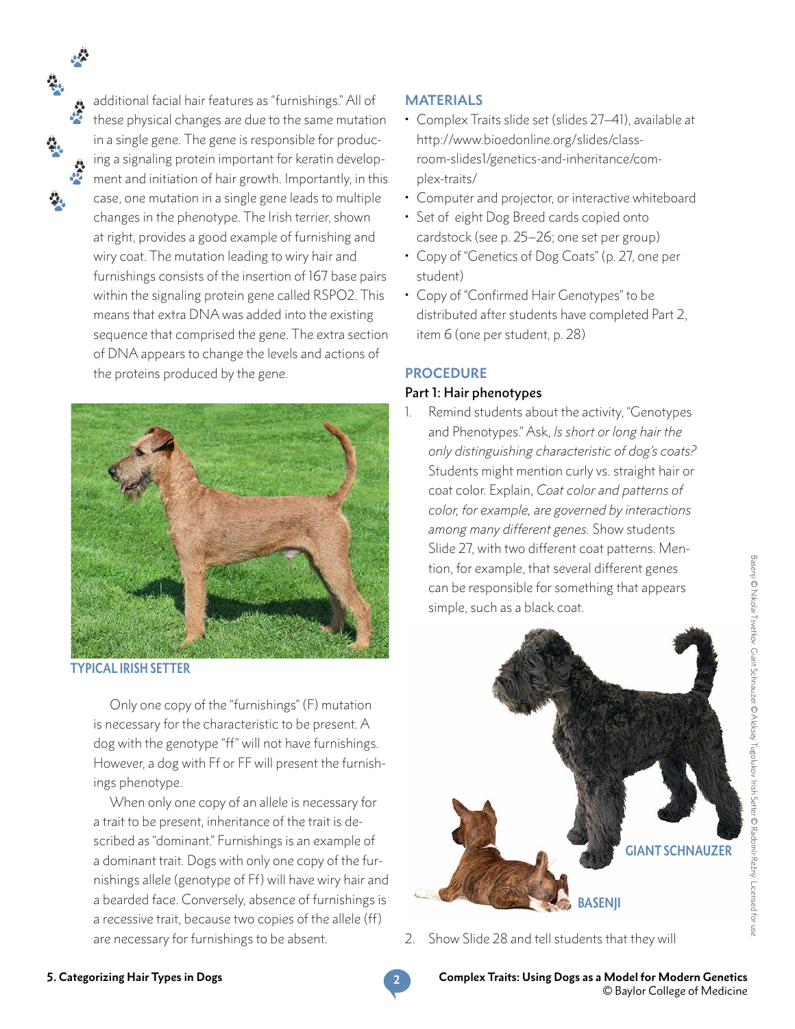additional facial hair features as "furnishings." All of these physical changes are due to the same mutation in a single gene. The gene is responsible for producing a signaling protein important for keratin development and initiation of hair growth. Importantly, in this case, one mutation in a single gene leads to multiple changes in the phenotype. The Irish terrier, shown at right, provides a good example of furnishing and wiry coat. The mutation leading to wiry hair and furnishings consists of the insertion of 167 base pairs within the signaling protein gene called RSPO2. This means that extra DNA was added into the existing sequence that comprised the gene. The extra section of DNA appears to change the levels and actions of the proteins produced by the gene.

TYPICAL IRISH SETTER

Only one copy of the "furnishings" (F) mutation is necessary for the characteristic to be present. A dog with the genotype "ff" will not have furnishings. However, a dog with Ff or FF will present the furnishings phenotype.

When only one copy of an allele is necessary for a trait to be present, inheritance of the trait is described as "dominant." Furnishings is an example of a dominant trait. Dogs with only one copy of the furnishings allele (genotype of Ff) will have wiry hair and a bearded face. Conversely, absence of furnishings is a recessive trait, because two copies of the allele (ff) are necessary for furnishings to be absent.

## MATERIALS

- Complex Traits slide set (slides 27–41), available at http://www.bioedonline.org/slides/classroom-slides1/genetics-and-inheritance/complex-traits/
- Computer and projector, or interactive whiteboard
- Set of eight Dog Breed cards copied onto cardstock (see p. 25–26; one set per group)
- Copy of "Genetics of Dog Coats" (p. 27, one per student)
- Copy of "Confirmed Hair Genotypes" to be distributed after students have completed Part 2, item 6 (one per student, p. 28)

## PROCEDURE

### Part 1: Hair phenotypes

1. Remind students about the activity, "Genotypes and Phenotypes." Ask, *Is short or long hair the only distinguishing characteristic of dog's coats?* Students might mention curly vs. straight hair or coat color. Explain, *Coat color and patterns of color, for example, are governed by interactions among many different genes.* Show students Slide 27, with two different coat patterns. Mention, for example, that several different genes can be responsible for something that appears simple, such as a black coat.

GIANT SCHNAUZER

BASENJI

2. Show Slide 28 and tell students that they will

Basenji © Nikolai Tsvetkov. Giant Schnauzer © Aleksey Tugolukov. Irish Setter © Radomir Režný. Licensed for use.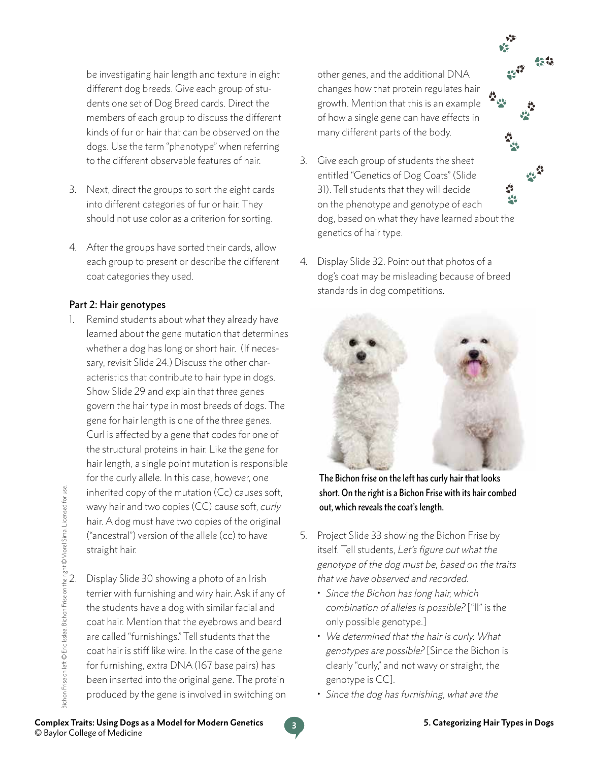be investigating hair length and texture in eight different dog breeds. Give each group of students one set of Dog Breed cards. Direct the members of each group to discuss the different kinds of fur or hair that can be observed on the dogs. Use the term "phenotype" when referring to the different observable features of hair.

3. Next, direct the groups to sort the eight cards into different categories of fur or hair. They should not use color as a criterion for sorting.

4. After the groups have sorted their cards, allow each group to present or describe the different coat categories they used.

### Part 2: Hair genotypes

1. Remind students about what they already have learned about the gene mutation that determines whether a dog has long or short hair. (If necessary, revisit Slide 24.) Discuss the other characteristics that contribute to hair type in dogs. Show Slide 29 and explain that three genes govern the hair type in most breeds of dogs. The gene for hair length is one of the three genes. Curl is affected by a gene that codes for one of the structural proteins in hair. Like the gene for hair length, a single point mutation is responsible for the curly allele. In this case, however, one inherited copy of the mutation (Cc) causes soft, wavy hair and two copies (CC) cause soft, *curly* hair. A dog must have two copies of the original ("ancestral") version of the allele (cc) to have straight hair.

2. Display Slide 30 showing a photo of an Irish terrier with furnishing and wiry hair. Ask if any of the students have a dog with similar facial and coat hair. Mention that the eyebrows and beard are called "furnishings." Tell students that the coat hair is stiff like wire. In the case of the gene for furnishing, extra DNA (167 base pairs) has been inserted into the original gene. The protein produced by the gene is involved in switching on other genes, and the additional DNA changes how that protein regulates hair growth. Mention that this is an example of how a single gene can have effects in many different parts of the body.

3. Give each group of students the sheet entitled "Genetics of Dog Coats" (Slide 31). Tell students that they will decide on the phenotype and genotype of each dog, based on what they have learned about the genetics of hair type.

4. Display Slide 32. Point out that photos of a dog's coat may be misleading because of breed standards in dog competitions.

**The Bichon frise on the left has curly hair that looks short. On the right is a Bichon Frise with its hair combed out, which reveals the coat's length.**

Bichon Frise on left © Eric Isslee. Bichon Frise on the right © Viorel Sima. Licensed for use.

5. Project Slide 33 showing the Bichon Frise by itself. Tell students, *Let's figure out what the genotype of the dog must be, based on the traits that we have observed and recorded.*
   - *Since the Bichon has long hair, which combination of alleles is possible?* ["ll" is the only possible genotype.]
   - *We determined that the hair is curly. What genotypes are possible?* [Since the Bichon is clearly "curly," and not wavy or straight, the genotype is CC].
   - *Since the dog has furnishing, what are the*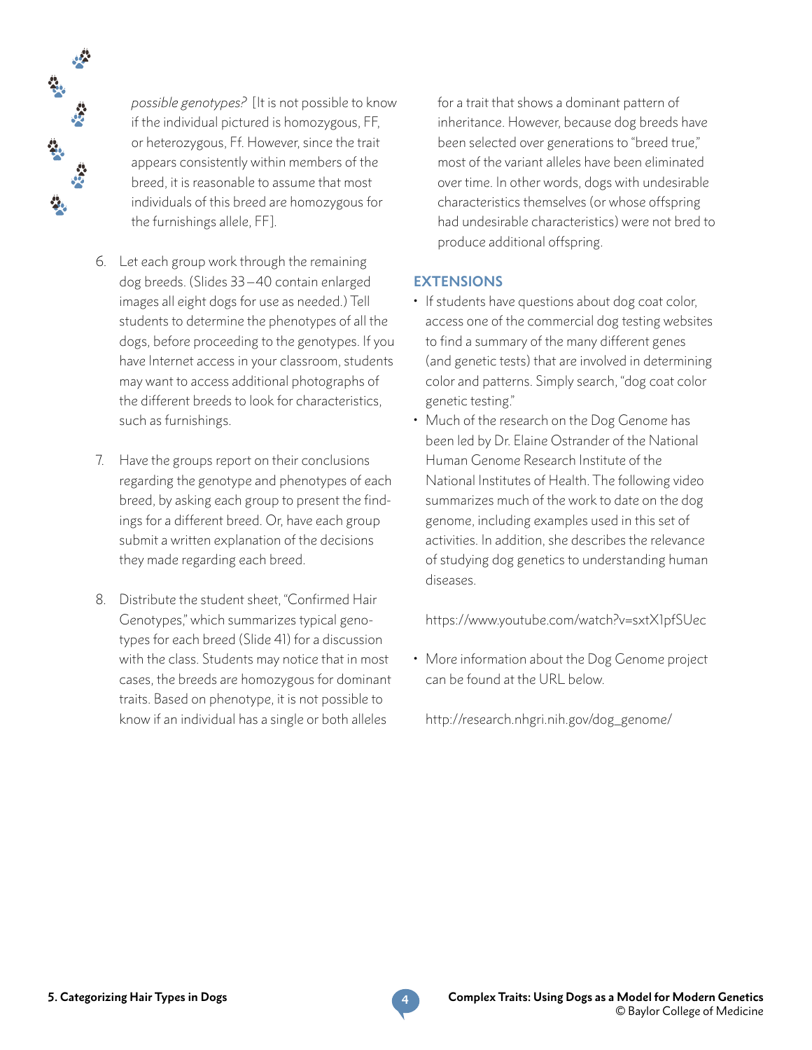*possible genotypes?* [It is not possible to know if the individual pictured is homozygous, FF, or heterozygous, Ff. However, since the trait appears consistently within members of the breed, it is reasonable to assume that most individuals of this breed are homozygous for the furnishings allele, FF].

6. Let each group work through the remaining dog breeds. (Slides 33–40 contain enlarged images all eight dogs for use as needed.) Tell students to determine the phenotypes of all the dogs, before proceeding to the genotypes. If you have Internet access in your classroom, students may want to access additional photographs of the different breeds to look for characteristics, such as furnishings.

7. Have the groups report on their conclusions regarding the genotype and phenotypes of each breed, by asking each group to present the findings for a different breed. Or, have each group submit a written explanation of the decisions they made regarding each breed.

8. Distribute the student sheet, "Confirmed Hair Genotypes," which summarizes typical genotypes for each breed (Slide 41) for a discussion with the class. Students may notice that in most cases, the breeds are homozygous for dominant traits. Based on phenotype, it is not possible to know if an individual has a single or both alleles for a trait that shows a dominant pattern of inheritance. However, because dog breeds have been selected over generations to "breed true," most of the variant alleles have been eliminated over time. In other words, dogs with undesirable characteristics themselves (or whose offspring had undesirable characteristics) were not bred to produce additional offspring.

## EXTENSIONS

- If students have questions about dog coat color, access one of the commercial dog testing websites to find a summary of the many different genes (and genetic tests) that are involved in determining color and patterns. Simply search, "dog coat color genetic testing."
- Much of the research on the Dog Genome has been led by Dr. Elaine Ostrander of the National Human Genome Research Institute of the National Institutes of Health. The following video summarizes much of the work to date on the dog genome, including examples used in this set of activities. In addition, she describes the relevance of studying dog genetics to understanding human diseases.

  https://www.youtube.com/watch?v=sxtX1pfSUec

- More information about the Dog Genome project can be found at the URL below.

  http://research.nhgri.nih.gov/dog_genome/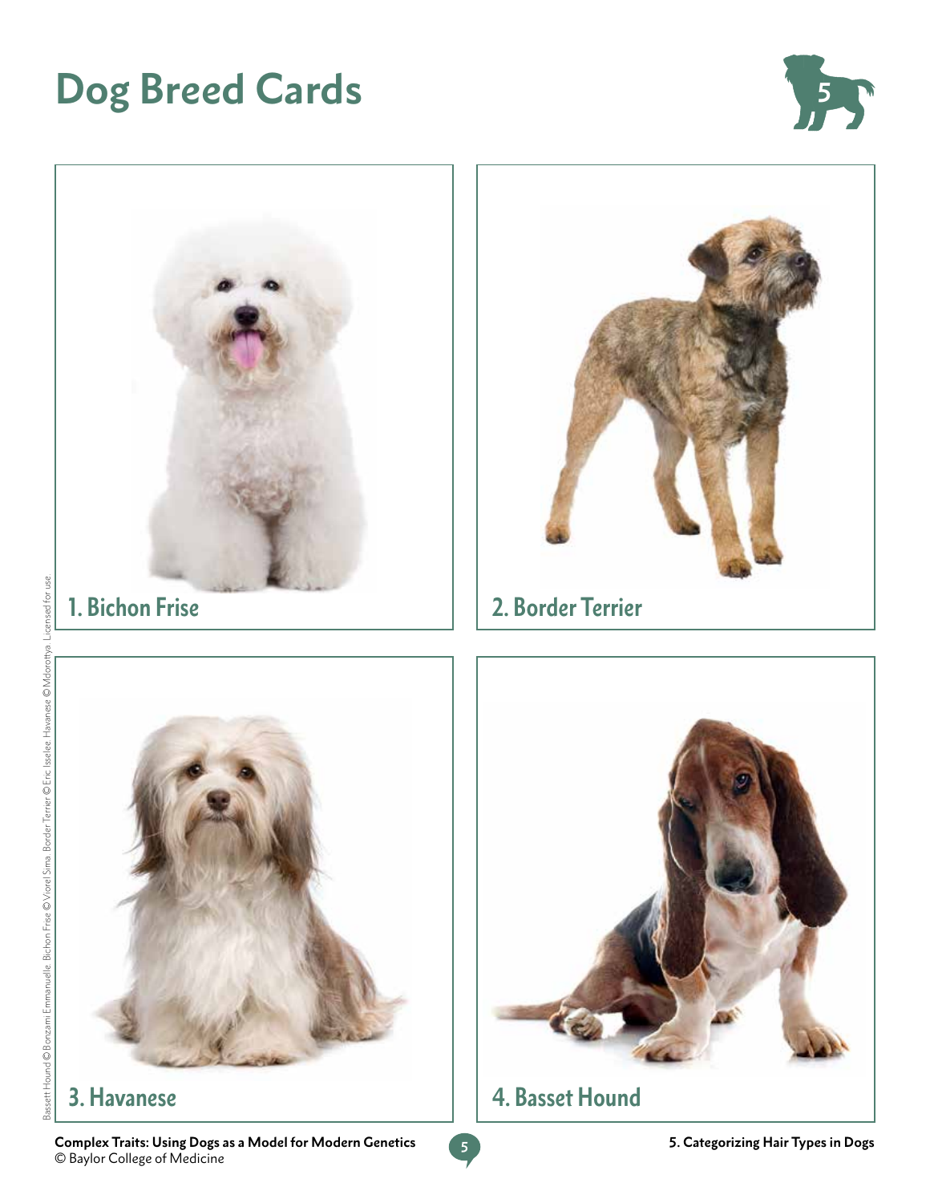# Dog Breed Cards

1. Bichon Frise

2. Border Terrier

3. Havanese

4. Basset Hound

Bassett Hound © Bonzami Emmanuelle. Bichon Frise © Viorel Sima. Border Terrier © Eric Isselee. Havanese © Mdorottya. Licensed for use.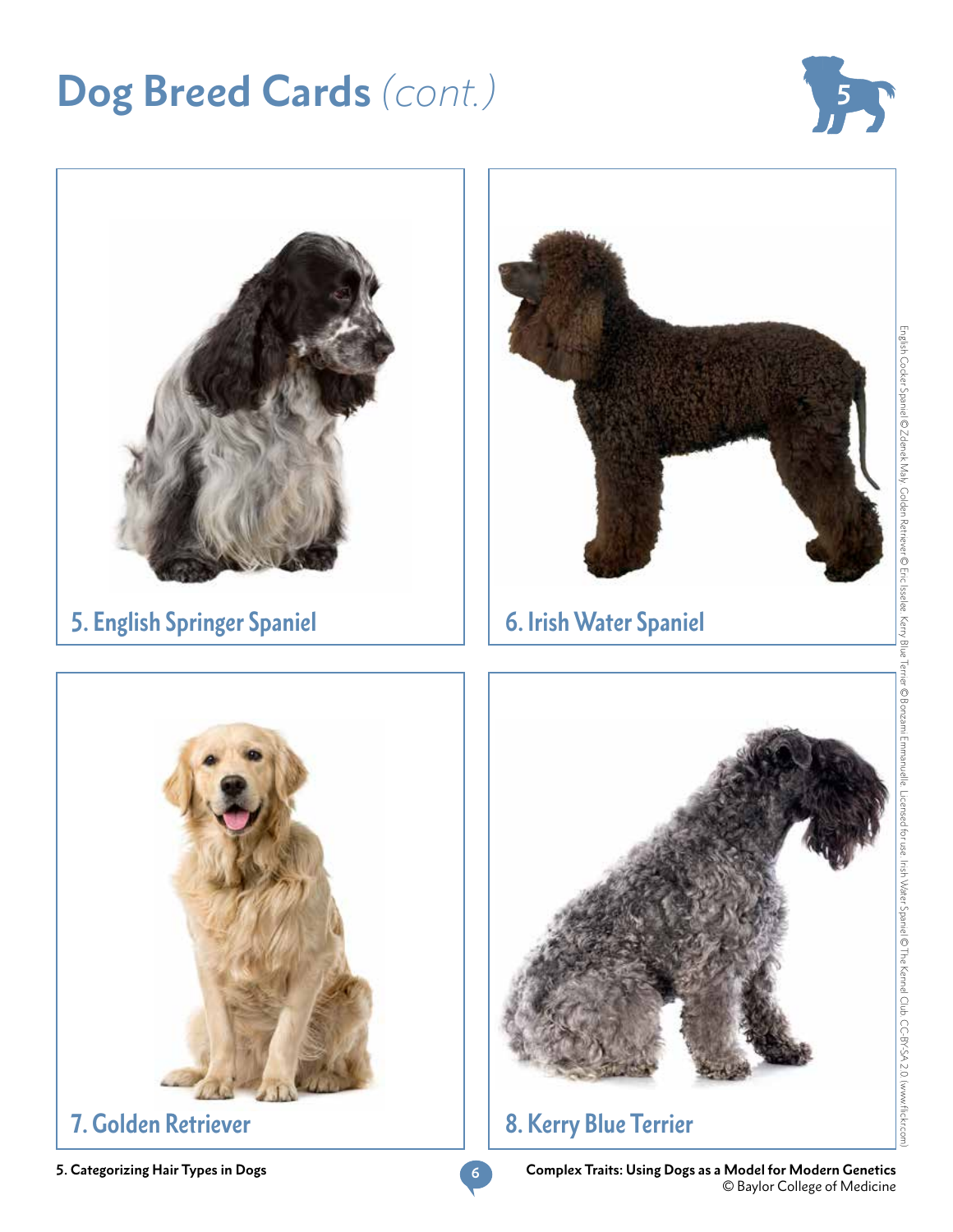# Dog Breed Cards *(cont.)*

5. English Springer Spaniel

6. Irish Water Spaniel

7. Golden Retriever

8. Kerry Blue Terrier

English Cocker Spaniel © Zdenek Maly. Golden Retriever © Eric Isselee. Kerry Blue Terrier © Bonzami Emmanuelle. Licensed for use. Irish Water Spaniel © The Kennel Club. CC-BY-SA 2.0 (www.flickr.com)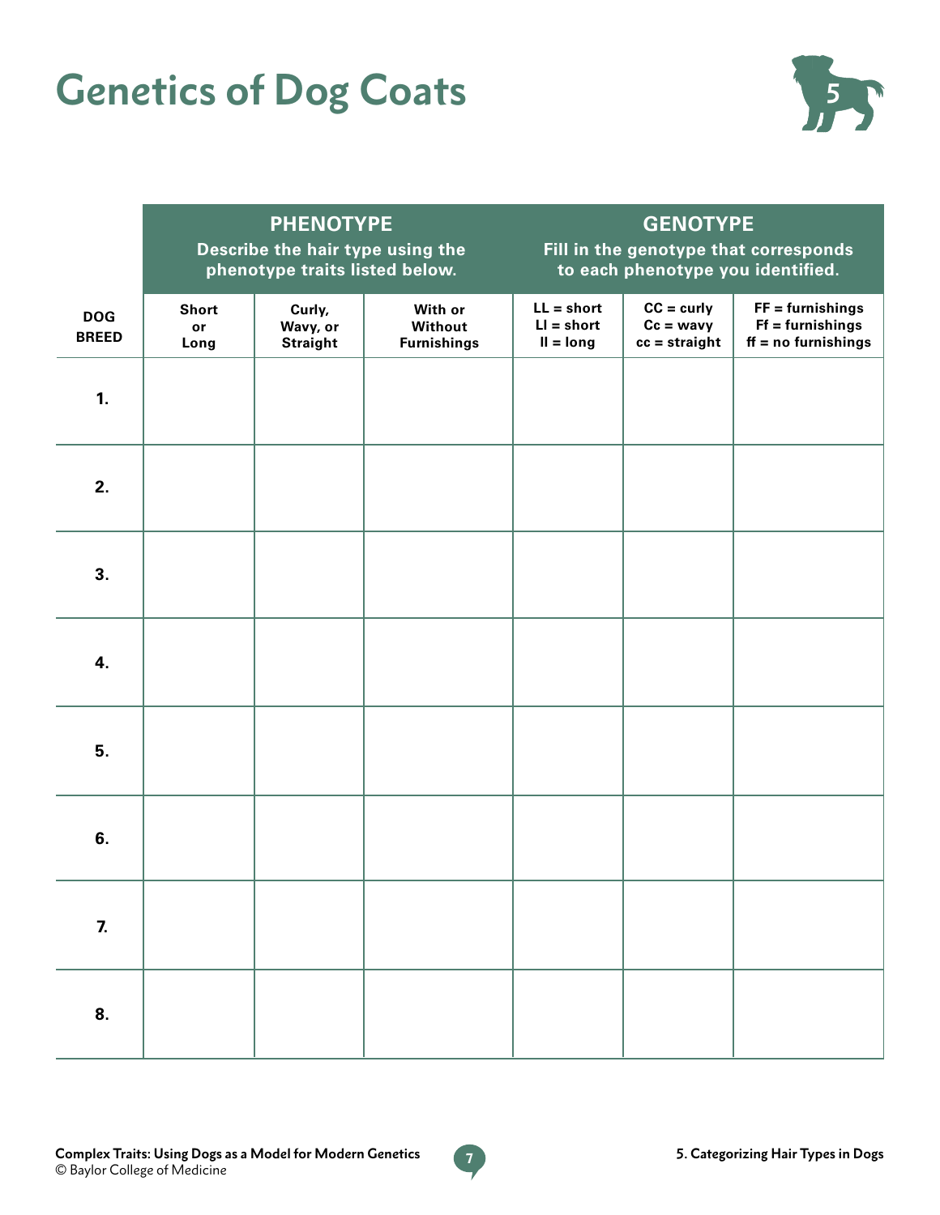# Genetics of Dog Coats

| DOG BREED | PHENOTYPE<br>Describe the hair type using the phenotype traits listed below. | | | GENOTYPE<br>Fill in the genotype that corresponds to each phenotype you identified. | | |
|---|---|---|---|---|---|---|
| | Short or Long | Curly, Wavy, or Straight | With or Without Furnishings | LL = short<br>Ll = short<br>ll = long | CC = curly<br>Cc = wavy<br>cc = straight | FF = furnishings<br>Ff = furnishings<br>ff = no furnishings |
| 1. | | | | | | |
| 2. | | | | | | |
| 3. | | | | | | |
| 4. | | | | | | |
| 5. | | | | | | |
| 6. | | | | | | |
| 7. | | | | | | |
| 8. | | | | | | |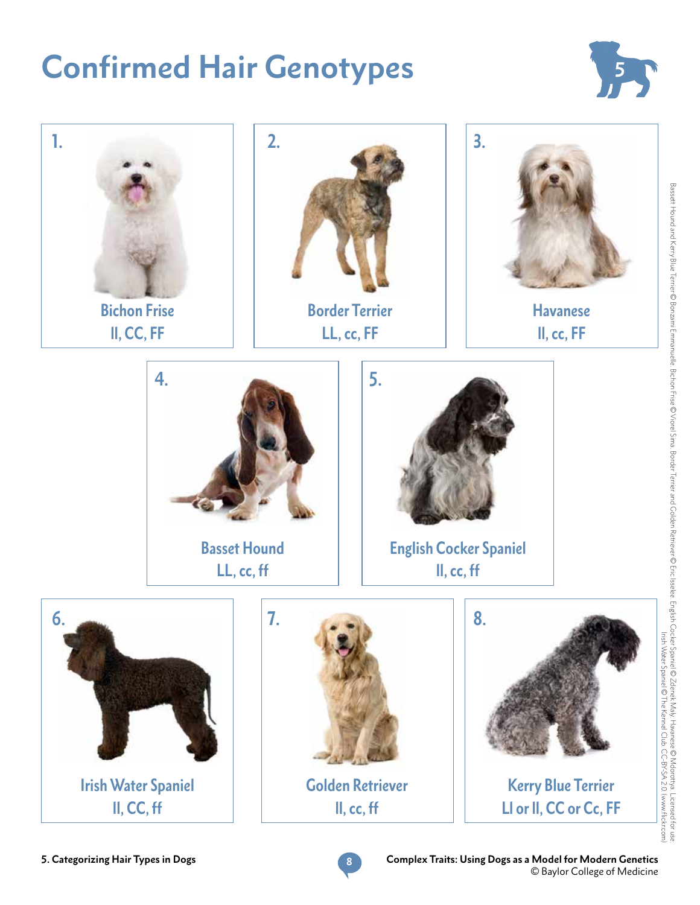# Confirmed Hair Genotypes

1.

**Bichon Frise**
**Il, CC, FF**

2.

**Border Terrier**
**LL, cc, FF**

3.

**Havanese**
**Il, cc, FF**

4.

**Basset Hound**
**LL, cc, ff**

5.

**English Cocker Spaniel**
**Il, cc, ff**

6.

**Irish Water Spaniel**
**Il, CC, ff**

7.

**Golden Retriever**
**Il, cc, ff**

8.

**Kerry Blue Terrier**
**Ll or Il, CC or Cc, FF**

Basset Hound and Kerry Blue Terrier © Bonzami Emmanuelle. Bichon Frise © Viorel Sima. Border Terrier and Golden Retriever © Eric Isselee. English Cocker Spaniel © Zdenek Maly. Havanese © Mdorottya. Licensed for use. Irish Water Spaniel © The Kennel Club. CC-BY-SA 2.0 (www.flickr.com)